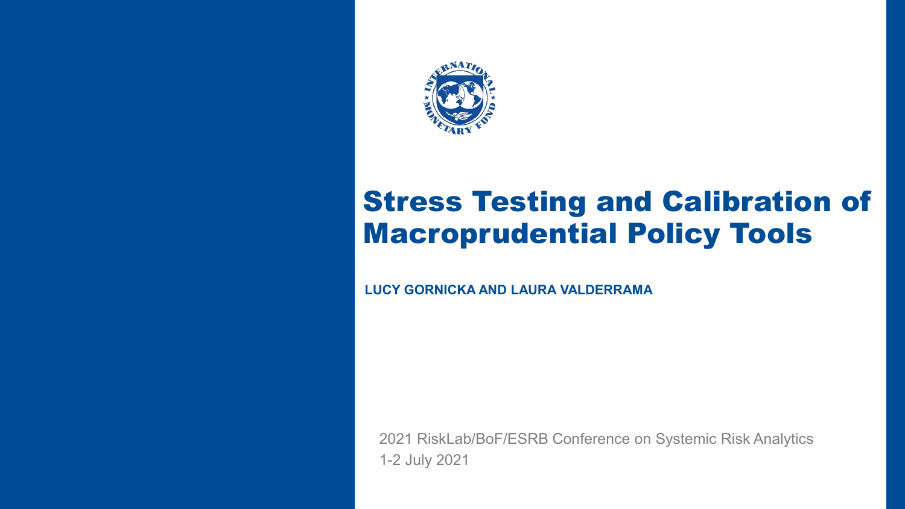# Stress Testing and Calibration of Macroprudential Policy Tools

**LUCY GORNICKA AND LAURA VALDERRAMA**

2021 RiskLab/BoF/ESRB Conference on Systemic Risk Analytics
1-2 July 2021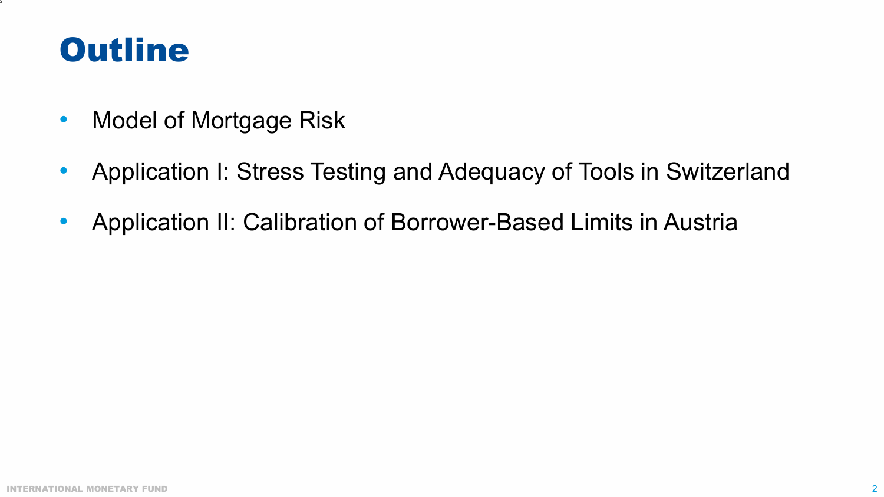# Outline

- Model of Mortgage Risk
- Application I: Stress Testing and Adequacy of Tools in Switzerland
- Application II: Calibration of Borrower-Based Limits in Austria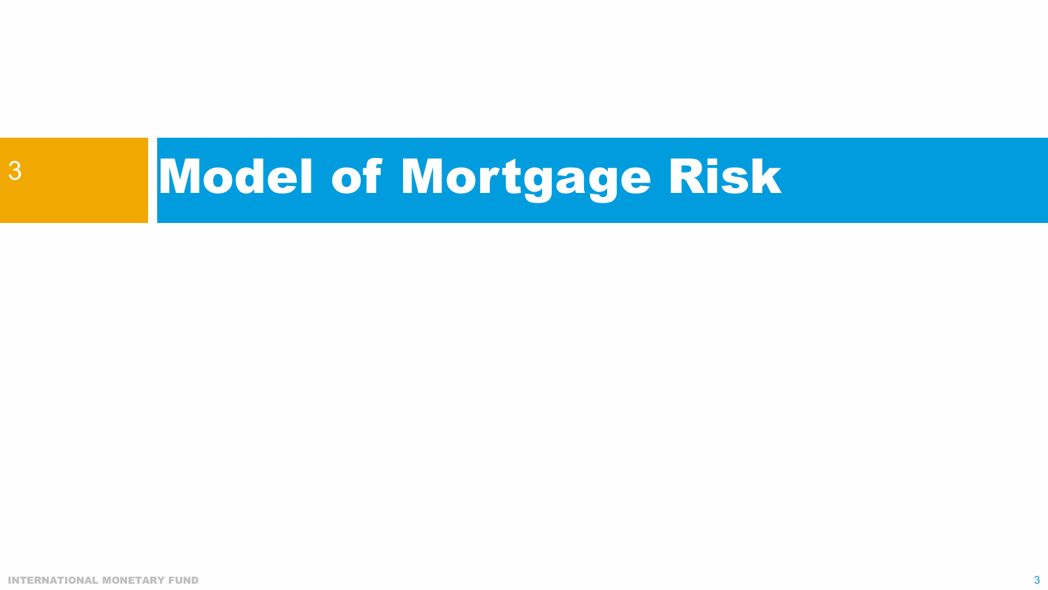# 3 Model of Mortgage Risk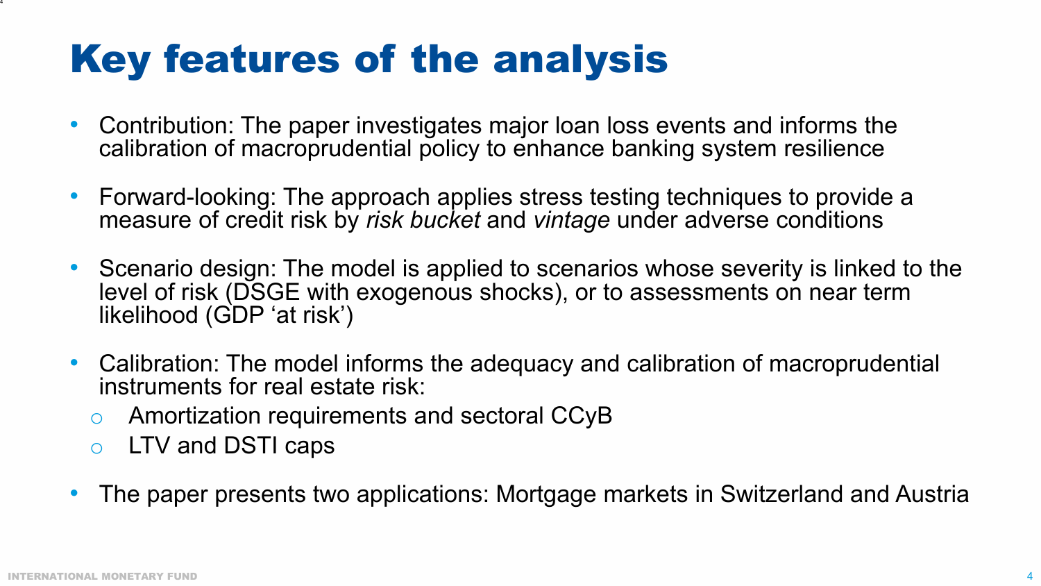# Key features of the analysis

- Contribution: The paper investigates major loan loss events and informs the calibration of macroprudential policy to enhance banking system resilience
- Forward-looking: The approach applies stress testing techniques to provide a measure of credit risk by *risk bucket* and *vintage* under adverse conditions
- Scenario design: The model is applied to scenarios whose severity is linked to the level of risk (DSGE with exogenous shocks), or to assessments on near term likelihood (GDP 'at risk')
- Calibration: The model informs the adequacy and calibration of macroprudential instruments for real estate risk:
  - Amortization requirements and sectoral CCyB
  - LTV and DSTI caps
- The paper presents two applications: Mortgage markets in Switzerland and Austria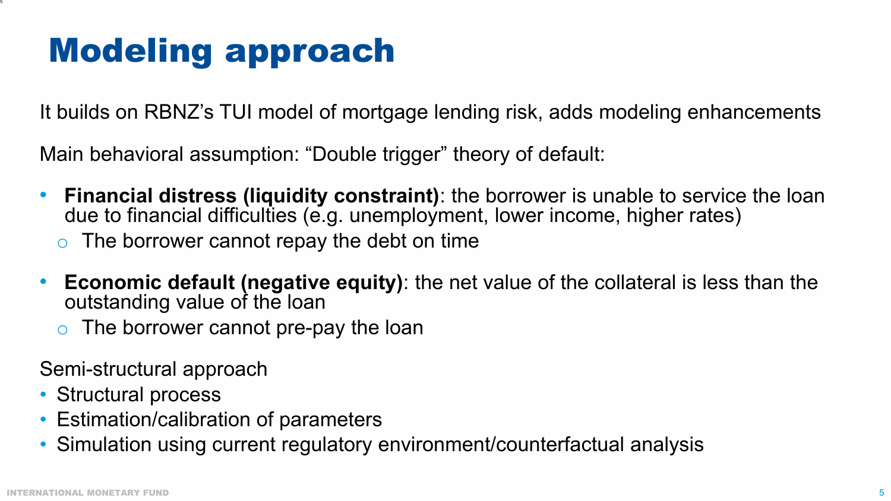# Modeling approach

It builds on RBNZ's TUI model of mortgage lending risk, adds modeling enhancements

Main behavioral assumption: "Double trigger" theory of default:

- **Financial distress (liquidity constraint)**: the borrower is unable to service the loan due to financial difficulties (e.g. unemployment, lower income, higher rates)
  - The borrower cannot repay the debt on time
- **Economic default (negative equity)**: the net value of the collateral is less than the outstanding value of the loan
  - The borrower cannot pre-pay the loan

Semi-structural approach

- Structural process
- Estimation/calibration of parameters
- Simulation using current regulatory environment/counterfactual analysis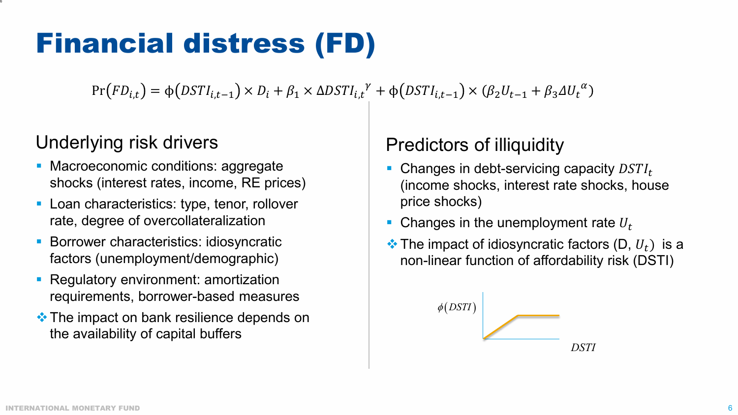# Financial distress (FD)

$$\Pr(FD_{i,t}) = \phi(DSTI_{i,t-1}) \times D_i + \beta_1 \times \Delta DSTI_{i,t}{}^{\gamma} + \phi(DSTI_{i,t-1}) \times (\beta_2 U_{t-1} + \beta_3 \Delta U_t{}^{\alpha})$$

## Underlying risk drivers

- Macroeconomic conditions: aggregate shocks (interest rates, income, RE prices)
- Loan characteristics: type, tenor, rollover rate, degree of overcollateralization
- Borrower characteristics: idiosyncratic factors (unemployment/demographic)
- Regulatory environment: amortization requirements, borrower-based measures
- The impact on bank resilience depends on the availability of capital buffers

## Predictors of illiquidity

- Changes in debt-servicing capacity $DSTI_t$ (income shocks, interest rate shocks, house price shocks)
- Changes in the unemployment rate $U_t$
- The impact of idiosyncratic factors (D, $U_t$) is a non-linear function of affordability risk (DSTI)

$\phi(DSTI)$

$DSTI$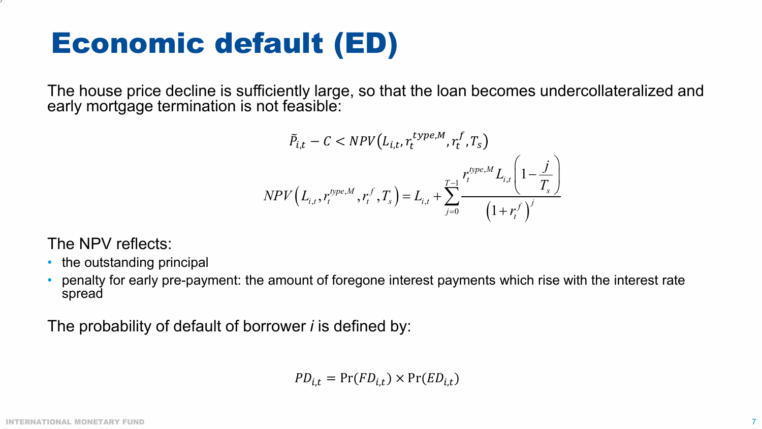# Economic default (ED)

The house price decline is sufficiently large, so that the loan becomes undercollateralized and early mortgage termination is not feasible:

$$\tilde{P}_{i,t} - C < NPV\left(L_{i,t}, r_t^{type,M}, r_t^f, T_s\right)$$

$$NPV\left(L_{i,t}, r_t^{type,M}, r_t^f, T_s\right) = L_{i,t} + \sum_{j=0}^{T-1} \frac{r_t^{type,M} L_{i,t} \left(1 - \frac{j}{T_s}\right)}{\left(1 + r_t^f\right)^j}$$

The NPV reflects:

- the outstanding principal
- penalty for early pre-payment: the amount of foregone interest payments which rise with the interest rate spread

The probability of default of borrower *i* is defined by:

$$PD_{i,t} = \Pr(FD_{i,t}) \times \Pr(ED_{i,t})$$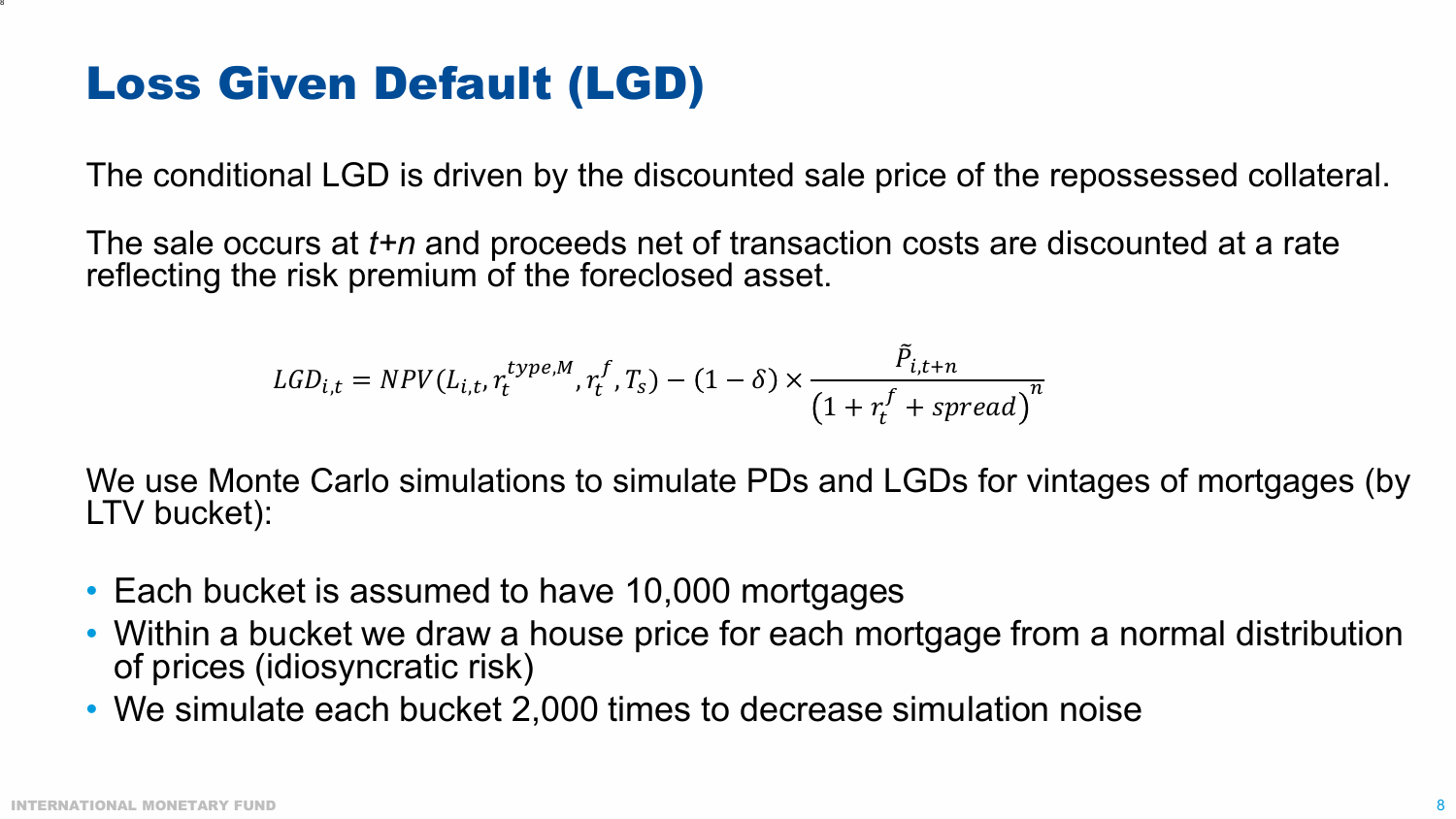# Loss Given Default (LGD)

The conditional LGD is driven by the discounted sale price of the repossessed collateral.

The sale occurs at *t+n* and proceeds net of transaction costs are discounted at a rate reflecting the risk premium of the foreclosed asset.

$$LGD_{i,t} = NPV(L_{i,t}, r_t^{type,M}, r_t^f, T_s) - (1-\delta) \times \frac{\tilde{P}_{i,t+n}}{\left(1 + r_t^f + spread\right)^n}$$

We use Monte Carlo simulations to simulate PDs and LGDs for vintages of mortgages (by LTV bucket):

- Each bucket is assumed to have 10,000 mortgages
- Within a bucket we draw a house price for each mortgage from a normal distribution of prices (idiosyncratic risk)
- We simulate each bucket 2,000 times to decrease simulation noise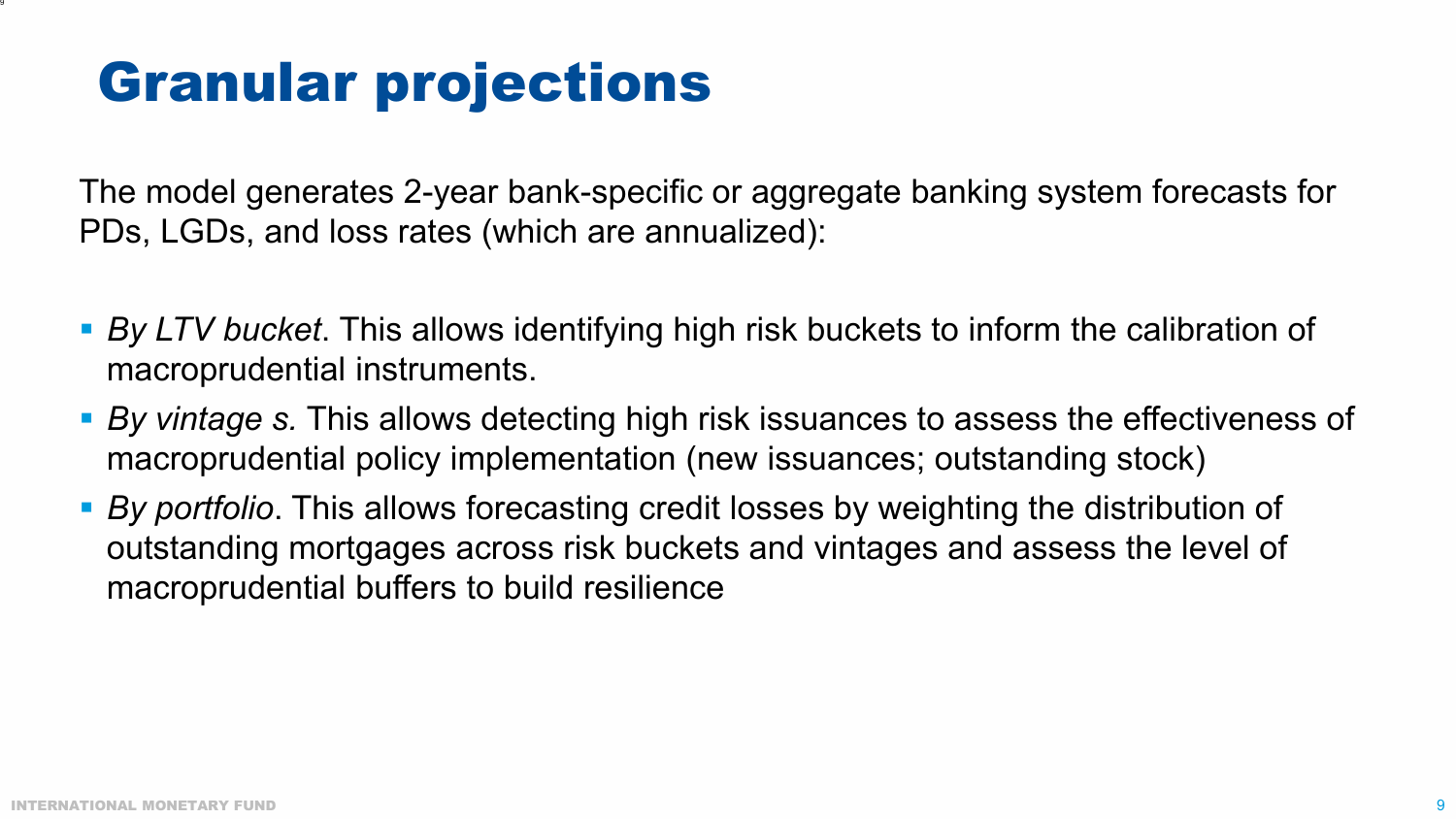# Granular projections

The model generates 2-year bank-specific or aggregate banking system forecasts for PDs, LGDs, and loss rates (which are annualized):

- *By LTV bucket*. This allows identifying high risk buckets to inform the calibration of macroprudential instruments.
- *By vintage s.* This allows detecting high risk issuances to assess the effectiveness of macroprudential policy implementation (new issuances; outstanding stock)
- *By portfolio*. This allows forecasting credit losses by weighting the distribution of outstanding mortgages across risk buckets and vintages and assess the level of macroprudential buffers to build resilience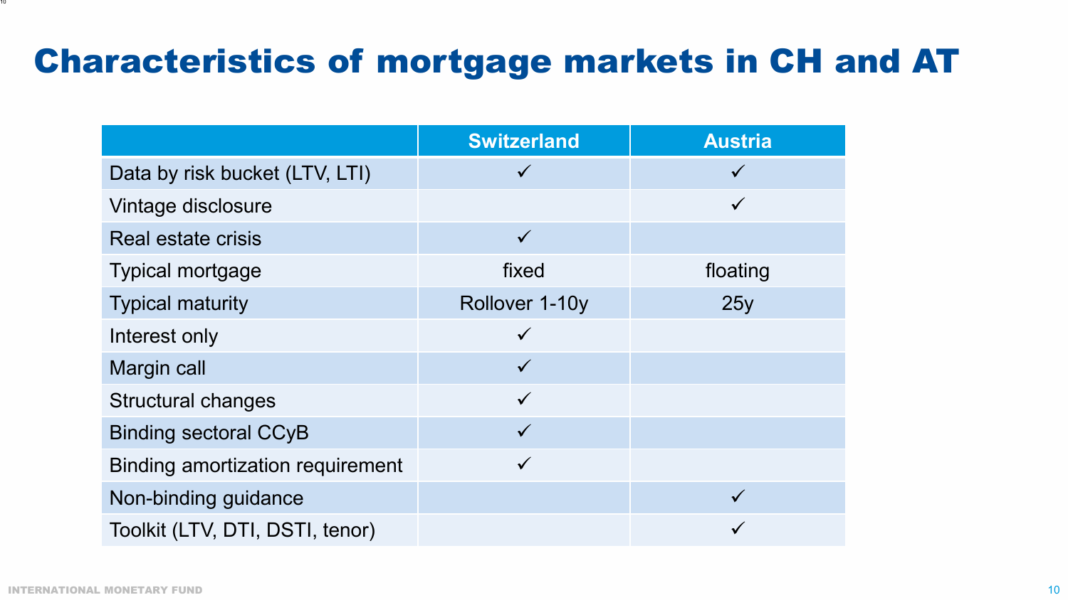# Characteristics of mortgage markets in CH and AT

| | Switzerland | Austria |
|---|---|---|
| Data by risk bucket (LTV, LTI) | ✓ | ✓ |
| Vintage disclosure | | ✓ |
| Real estate crisis | ✓ | |
| Typical mortgage | fixed | floating |
| Typical maturity | Rollover 1-10y | 25y |
| Interest only | ✓ | |
| Margin call | ✓ | |
| Structural changes | ✓ | |
| Binding sectoral CCyB | ✓ | |
| Binding amortization requirement | ✓ | |
| Non-binding guidance | | ✓ |
| Toolkit (LTV, DTI, DSTI, tenor) | | ✓ |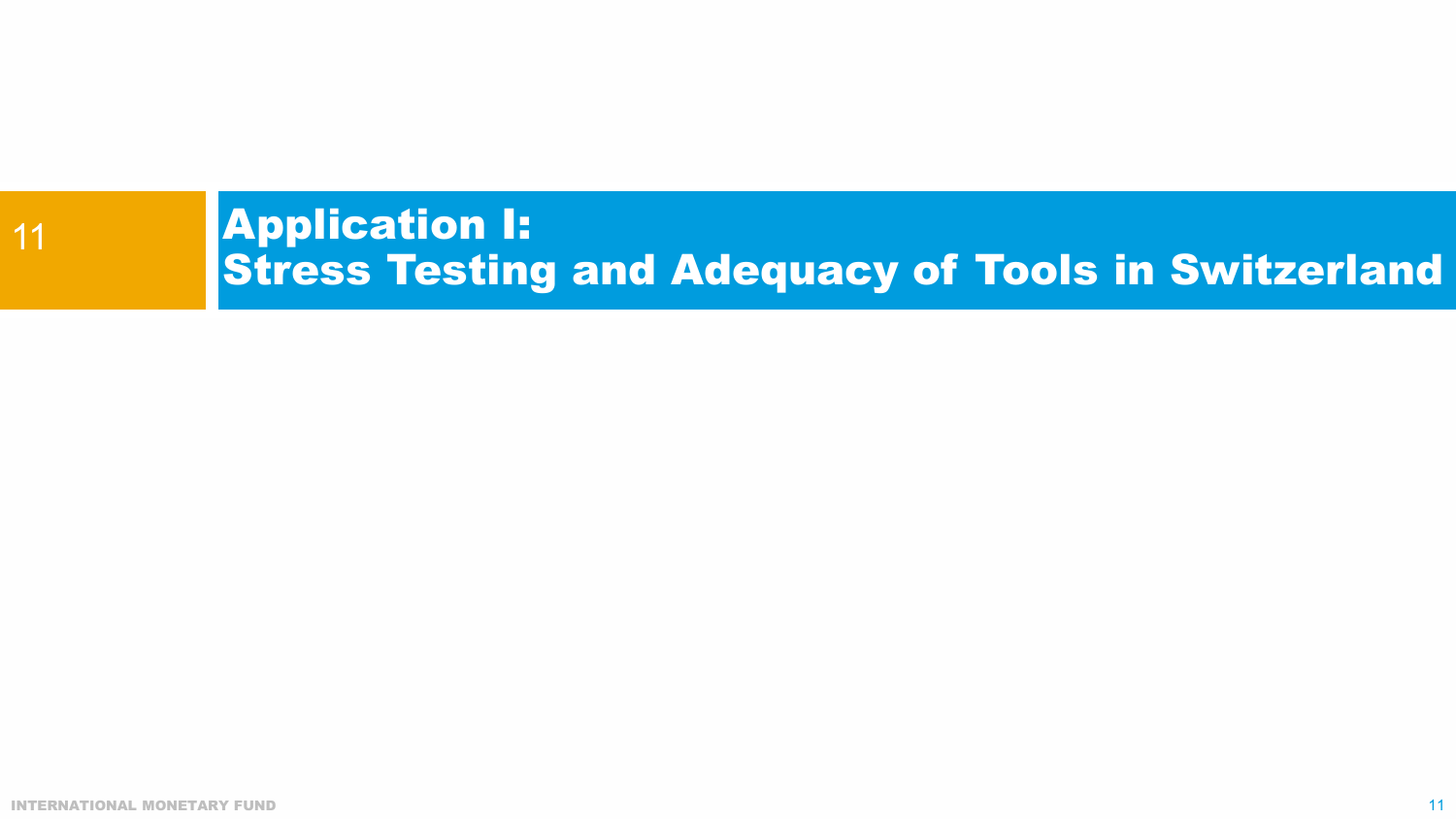# Application I: Stress Testing and Adequacy of Tools in Switzerland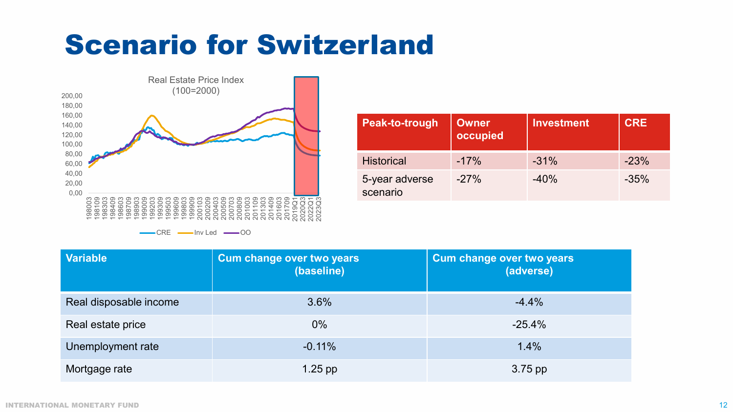# Scenario for Switzerland

Real Estate Price Index (100=2000)

| Peak-to-trough | Owner occupied | Investment | CRE |
|---|---|---|---|
| Historical | -17% | -31% | -23% |
| 5-year adverse scenario | -27% | -40% | -35% |

| Variable | Cum change over two years (baseline) | Cum change over two years (adverse) |
|---|---|---|
| Real disposable income | 3.6% | -4.4% |
| Real estate price | 0% | -25.4% |
| Unemployment rate | -0.11% | 1.4% |
| Mortgage rate | 1.25 pp | 3.75 pp |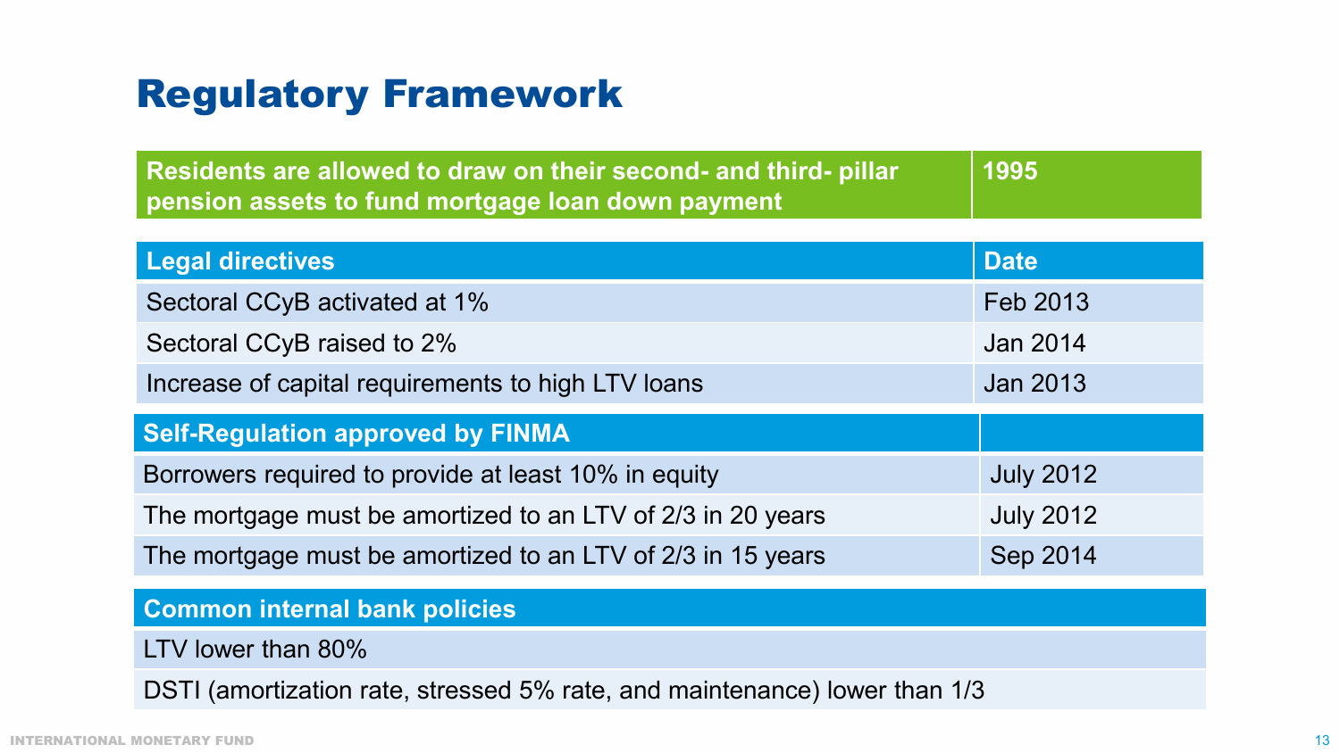# Regulatory Framework

| Residents are allowed to draw on their second- and third- pillar pension assets to fund mortgage loan down payment | 1995 |
|---|---|

| Legal directives | Date |
|---|---|
| Sectoral CCyB activated at 1% | Feb 2013 |
| Sectoral CCyB raised to 2% | Jan 2014 |
| Increase of capital requirements to high LTV loans | Jan 2013 |

| Self-Regulation approved by FINMA | |
|---|---|
| Borrowers required to provide at least 10% in equity | July 2012 |
| The mortgage must be amortized to an LTV of 2/3 in 20 years | July 2012 |
| The mortgage must be amortized to an LTV of 2/3 in 15 years | Sep 2014 |

| Common internal bank policies |
|---|
| LTV lower than 80% |
| DSTI (amortization rate, stressed 5% rate, and maintenance) lower than 1/3 |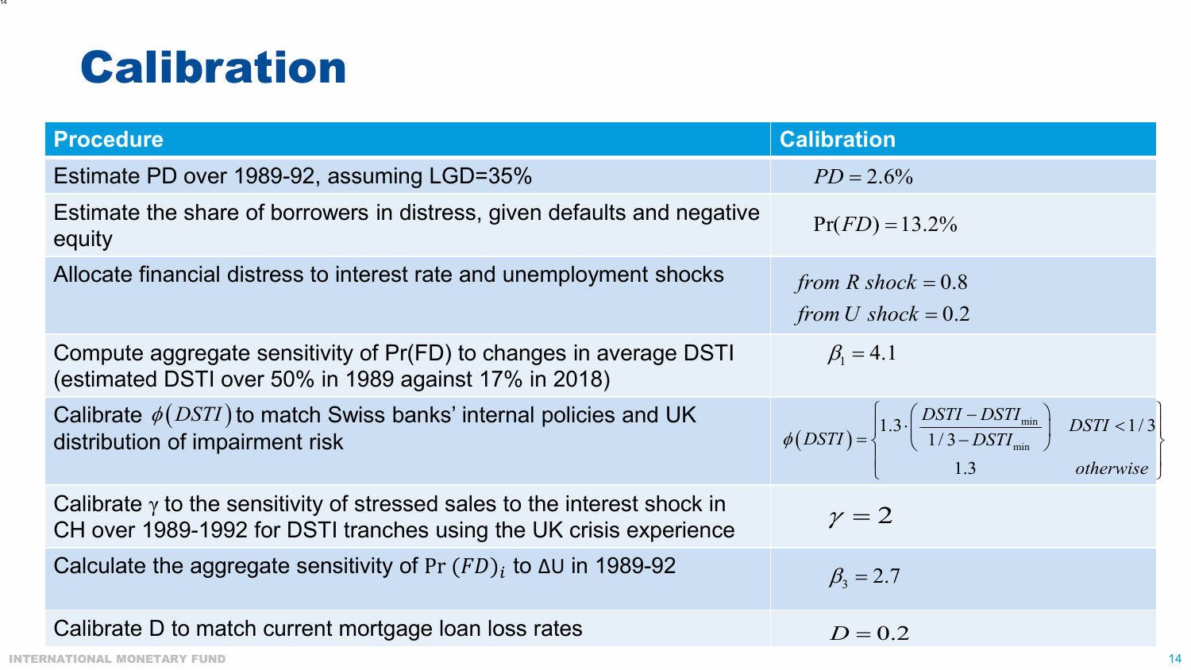# Calibration

| Procedure | Calibration |
|---|---|
| Estimate PD over 1989-92, assuming LGD=35% | $PD = 2.6\%$ |
| Estimate the share of borrowers in distress, given defaults and negative equity | $\Pr(FD) = 13.2\%$ |
| Allocate financial distress to interest rate and unemployment shocks | $from\ R\ shock = 0.8$ <br> $from\ U\ shock = 0.2$ |
| Compute aggregate sensitivity of Pr(FD) to changes in average DSTI (estimated DSTI over 50% in 1989 against 17% in 2018) | $\beta_1 = 4.1$ |
| Calibrate $\phi(DSTI)$ to match Swiss banks' internal policies and UK distribution of impairment risk | $\phi(DSTI) = \begin{cases} 1.3 \cdot \left( \frac{DSTI - DSTI_{\min}}{1/3 - DSTI_{\min}} \right) & DSTI < 1/3 \\ 1.3 & otherwise \end{cases}$ |
| Calibrate $\gamma$ to the sensitivity of stressed sales to the interest shock in CH over 1989-1992 for DSTI tranches using the UK crisis experience | $\gamma = 2$ |
| Calculate the aggregate sensitivity of $\Pr(FD)_i$ to ΔU in 1989-92 | $\beta_3 = 2.7$ |
| Calibrate D to match current mortgage loan loss rates | $D = 0.2$ |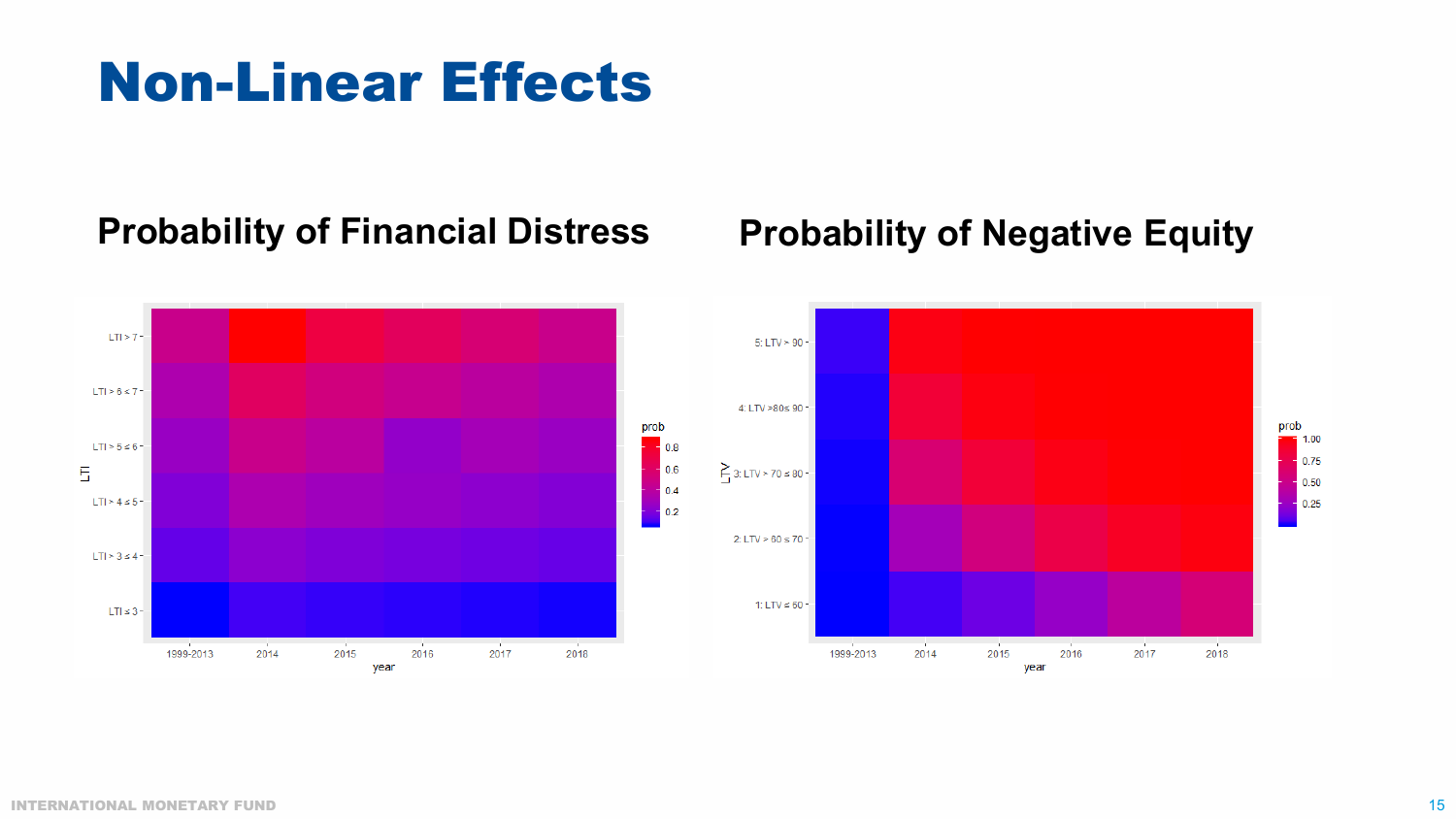# Non-Linear Effects

## Probability of Financial Distress

## Probability of Negative Equity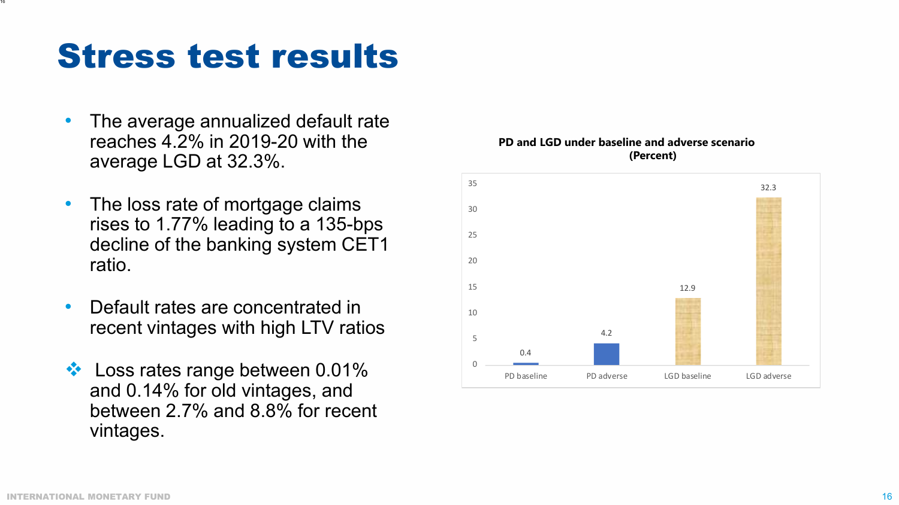# Stress test results

- The average annualized default rate reaches 4.2% in 2019-20 with the average LGD at 32.3%.
- The loss rate of mortgage claims rises to 1.77% leading to a 135-bps decline of the banking system CET1 ratio.
- Default rates are concentrated in recent vintages with high LTV ratios
    - Loss rates range between 0.01% and 0.14% for old vintages, and between 2.7% and 8.8% for recent vintages.

**PD and LGD under baseline and adverse scenario**
**(Percent)**

| | PD baseline | PD adverse | LGD baseline | LGD adverse |
|---|---|---|---|---|
| Percent | 0.4 | 4.2 | 12.9 | 32.3 |

INTERNATIONAL MONETARY FUND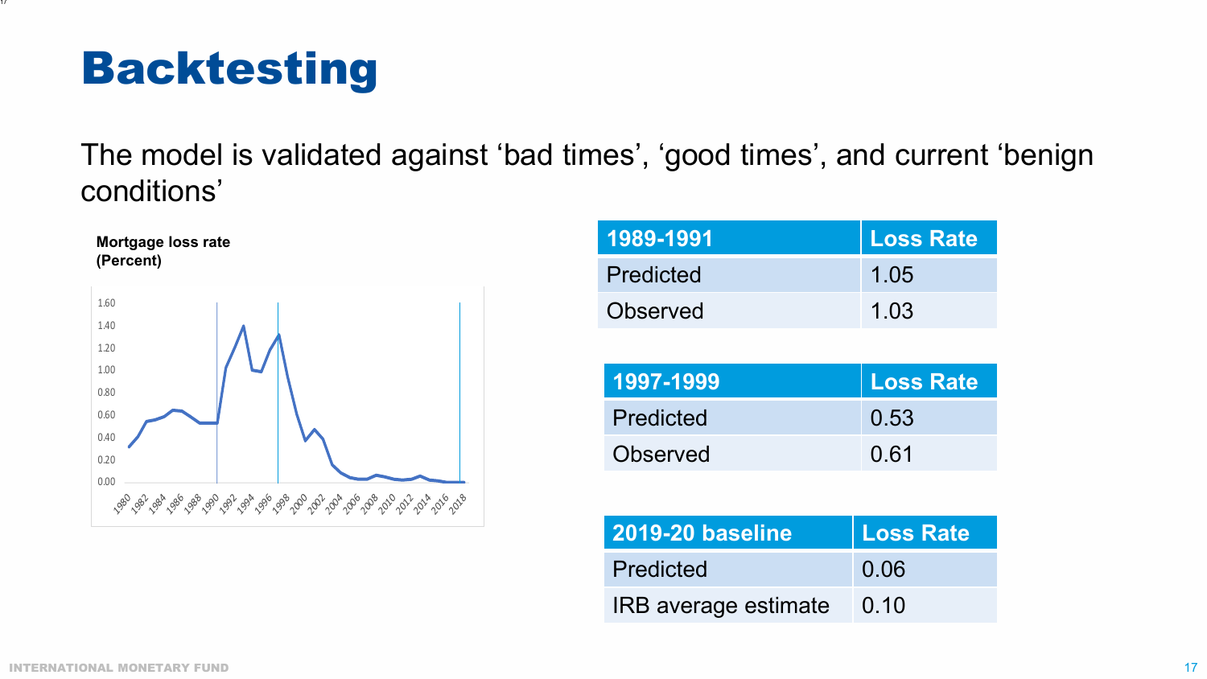# Backtesting

The model is validated against 'bad times', 'good times', and current 'benign conditions'

**Mortgage loss rate**
**(Percent)**

| 1989-1991 | Loss Rate |
| --- | --- |
| Predicted | 1.05 |
| Observed | 1.03 |

| 1997-1999 | Loss Rate |
| --- | --- |
| Predicted | 0.53 |
| Observed | 0.61 |

| 2019-20 baseline | Loss Rate |
| --- | --- |
| Predicted | 0.06 |
| IRB average estimate | 0.10 |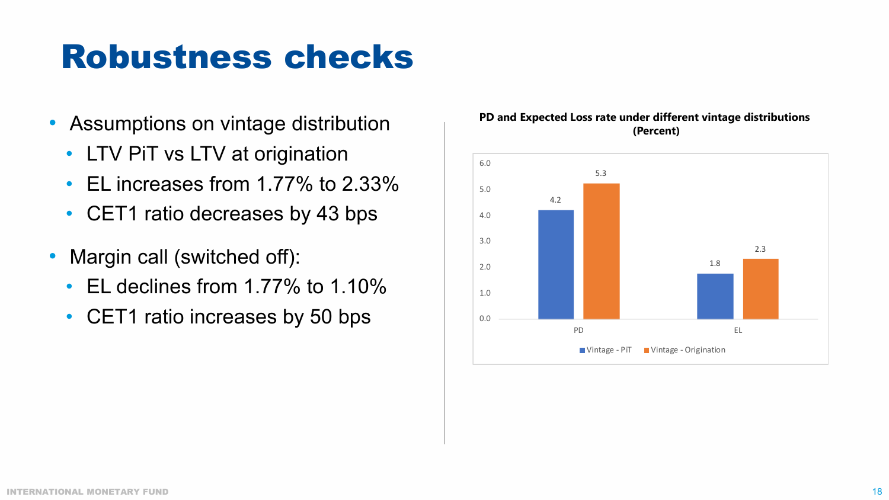# Robustness checks

- Assumptions on vintage distribution
  - LTV PiT vs LTV at origination
  - EL increases from 1.77% to 2.33%
  - CET1 ratio decreases by 43 bps
- Margin call (switched off):
  - EL declines from 1.77% to 1.10%
  - CET1 ratio increases by 50 bps

**PD and Expected Loss rate under different vintage distributions (Percent)**

| | Vintage - PiT | Vintage - Origination |
|---|---|---|
| PD | 4.2 | 5.3 |
| EL | 1.8 | 2.3 |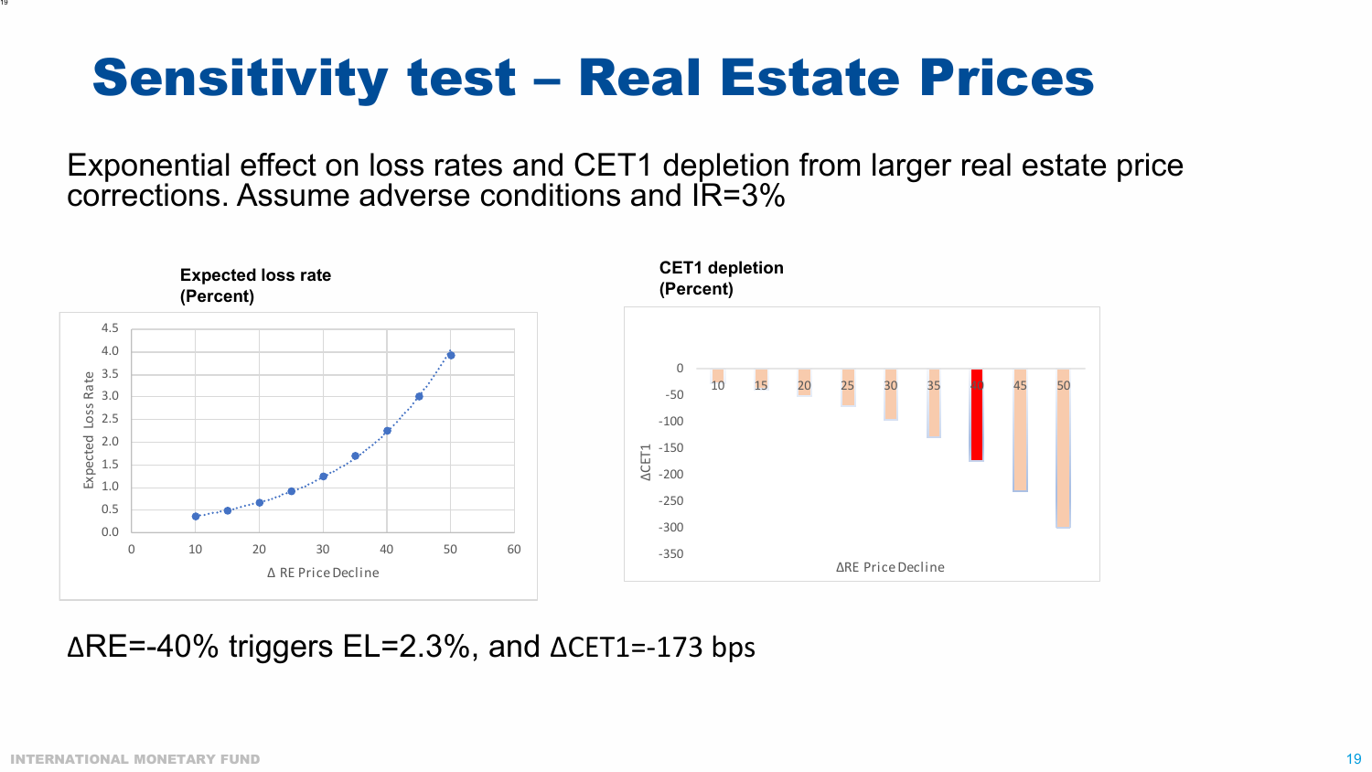# Sensitivity test – Real Estate Prices

Exponential effect on loss rates and CET1 depletion from larger real estate price corrections. Assume adverse conditions and IR=3%

**Expected loss rate**
**(Percent)**

**CET1 depletion**
**(Percent)**

ΔRE=-40% triggers EL=2.3%, and ΔCET1=-173 bps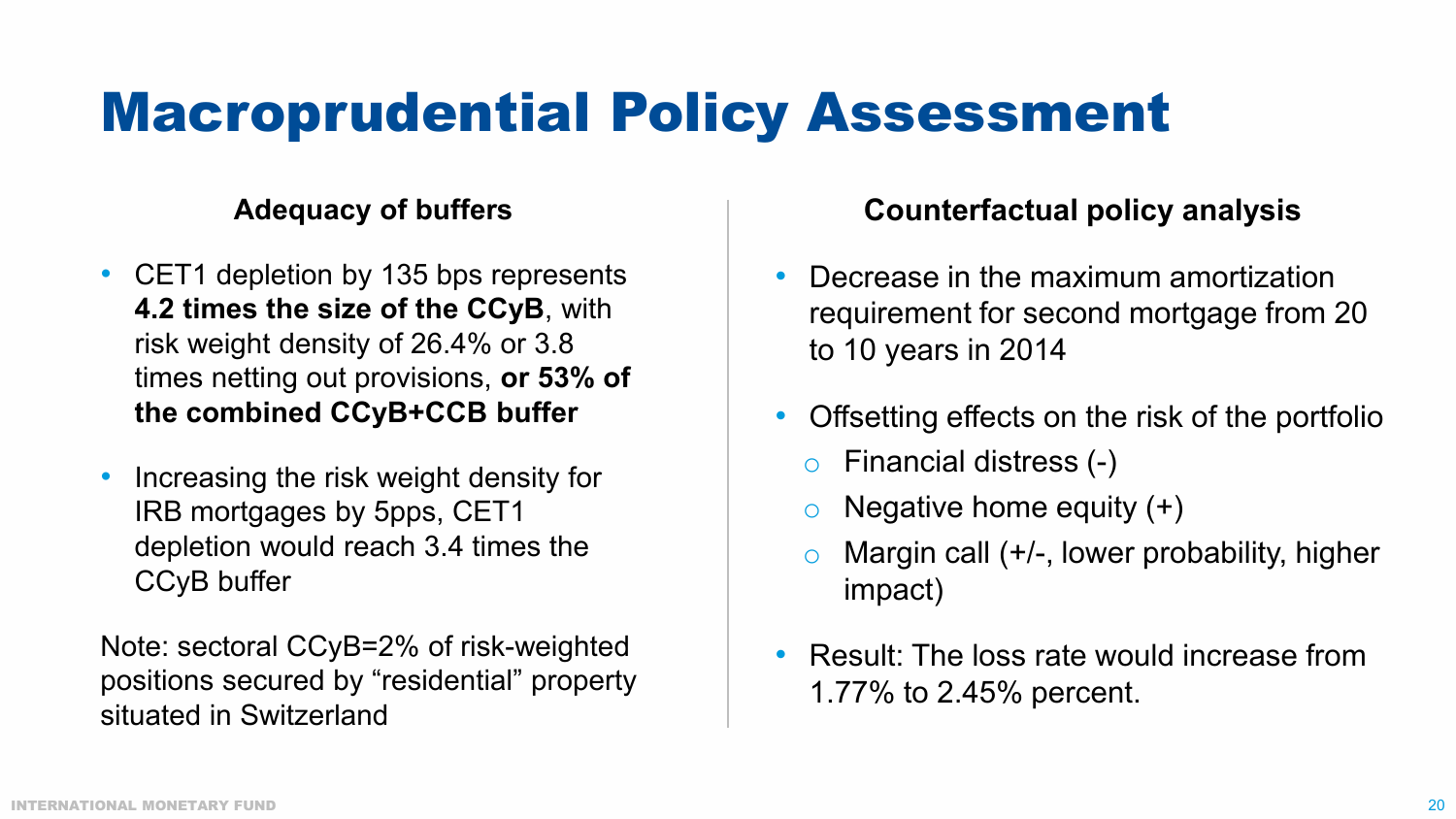# Macroprudential Policy Assessment

### Adequacy of buffers

- CET1 depletion by 135 bps represents **4.2 times the size of the CCyB**, with risk weight density of 26.4% or 3.8 times netting out provisions, **or 53% of the combined CCyB+CCB buffer**
- Increasing the risk weight density for IRB mortgages by 5pps, CET1 depletion would reach 3.4 times the CCyB buffer

Note: sectoral CCyB=2% of risk-weighted positions secured by “residential” property situated in Switzerland

### Counterfactual policy analysis

- Decrease in the maximum amortization requirement for second mortgage from 20 to 10 years in 2014
- Offsetting effects on the risk of the portfolio
  - Financial distress (-)
  - Negative home equity (+)
  - Margin call (+/-, lower probability, higher impact)
- Result: The loss rate would increase from 1.77% to 2.45% percent.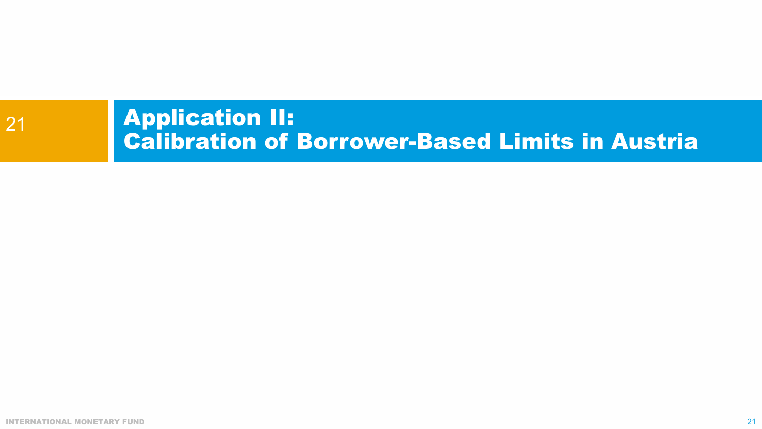# Application II: Calibration of Borrower-Based Limits in Austria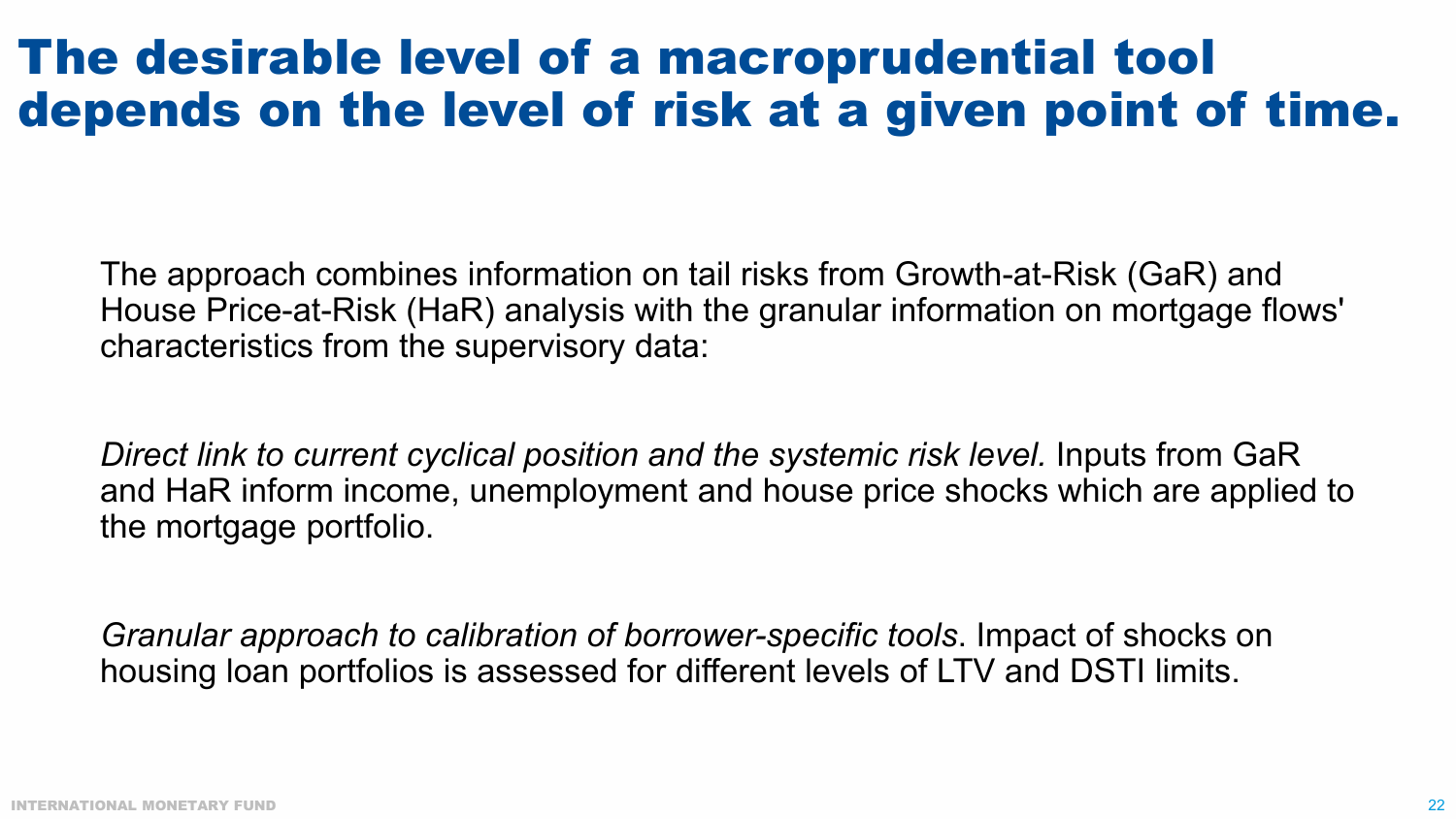# The desirable level of a macroprudential tool depends on the level of risk at a given point of time.

The approach combines information on tail risks from Growth-at-Risk (GaR) and House Price-at-Risk (HaR) analysis with the granular information on mortgage flows' characteristics from the supervisory data:

*Direct link to current cyclical position and the systemic risk level.* Inputs from GaR and HaR inform income, unemployment and house price shocks which are applied to the mortgage portfolio.

*Granular approach to calibration of borrower-specific tools*. Impact of shocks on housing loan portfolios is assessed for different levels of LTV and DSTI limits.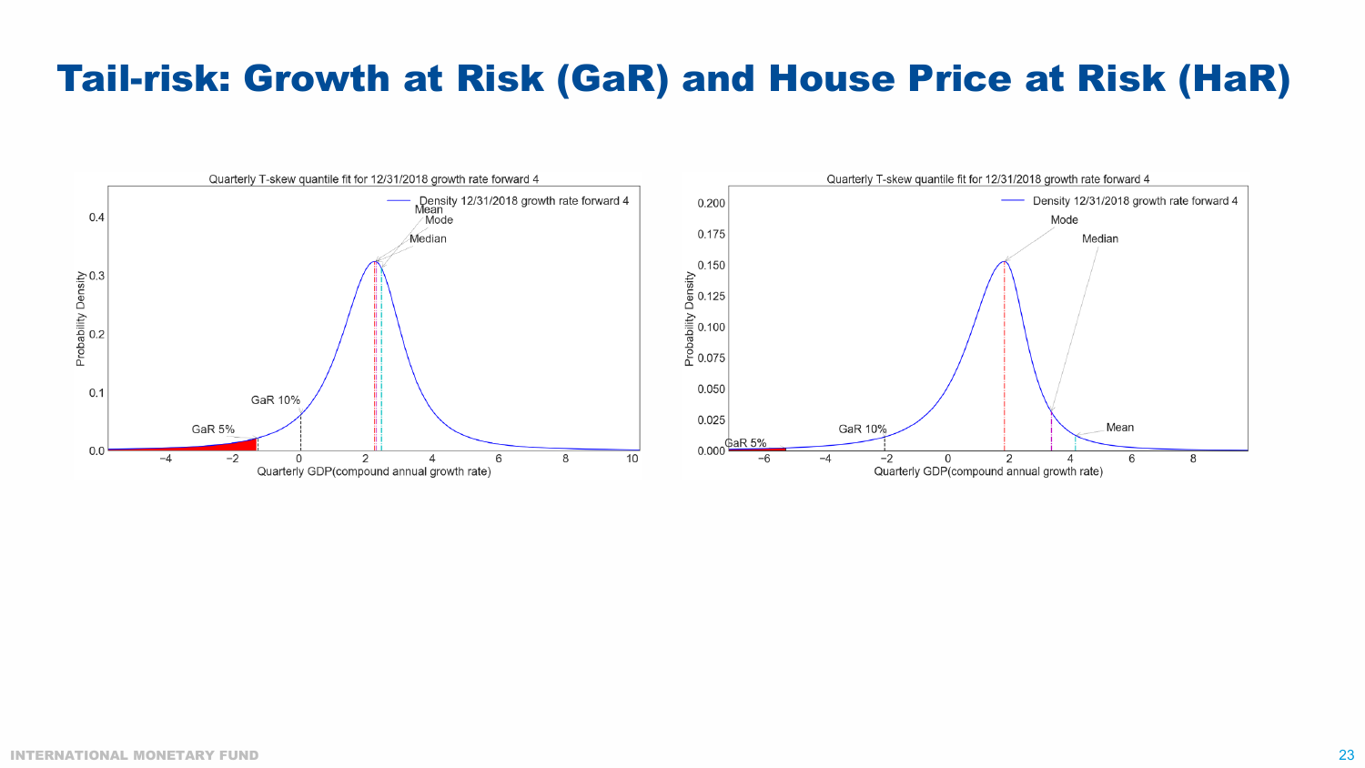# Tail-risk: Growth at Risk (GaR) and House Price at Risk (HaR)

Quarterly T-skew quantile fit for 12/31/2018 growth rate forward 4

Density 12/31/2018 growth rate forward 4

Mean

Mode

Median

GaR 10%

GaR 5%

Probability Density

Quarterly GDP(compound annual growth rate)

Quarterly T-skew quantile fit for 12/31/2018 growth rate forward 4

Density 12/31/2018 growth rate forward 4

Mode

Median

Mean

GaR 10%

GaR 5%

Probability Density

Quarterly GDP(compound annual growth rate)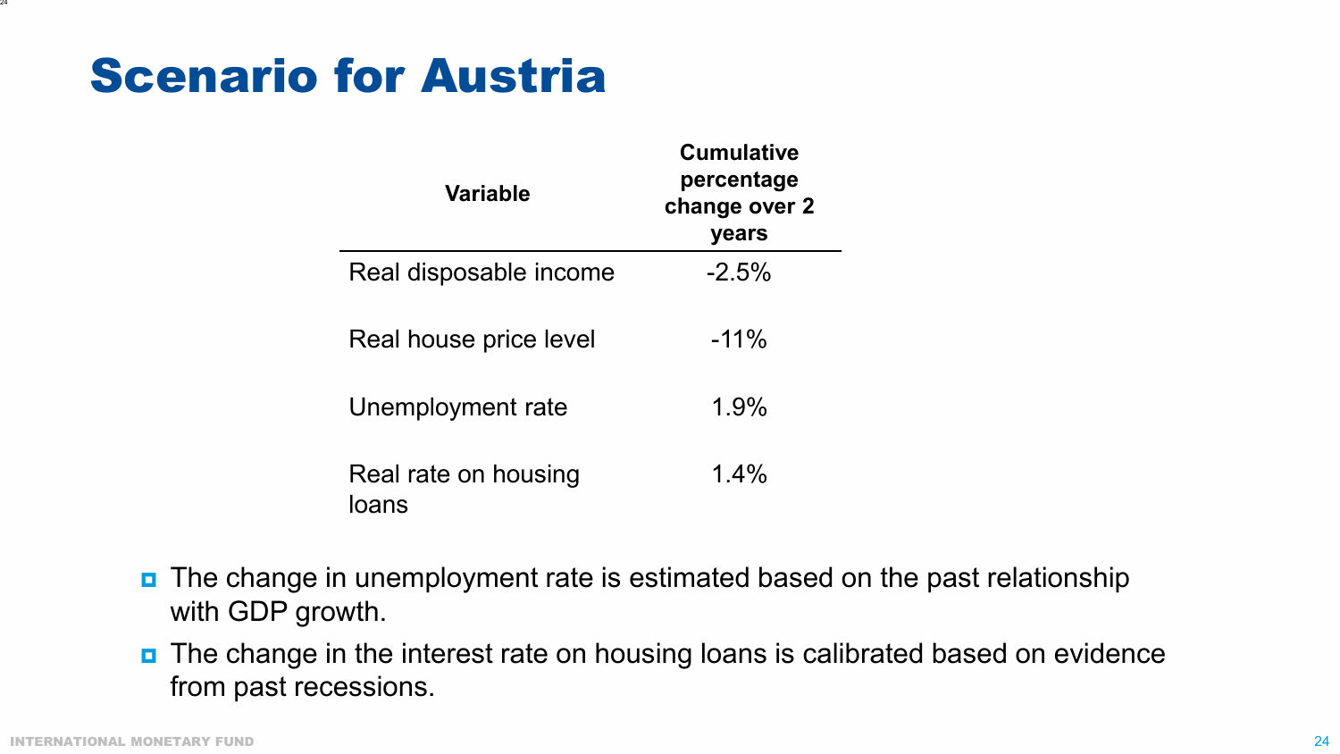# Scenario for Austria

| Variable | Cumulative percentage change over 2 years |
|---|---|
| Real disposable income | -2.5% |
| Real house price level | -11% |
| Unemployment rate | 1.9% |
| Real rate on housing loans | 1.4% |

- The change in unemployment rate is estimated based on the past relationship with GDP growth.
- The change in the interest rate on housing loans is calibrated based on evidence from past recessions.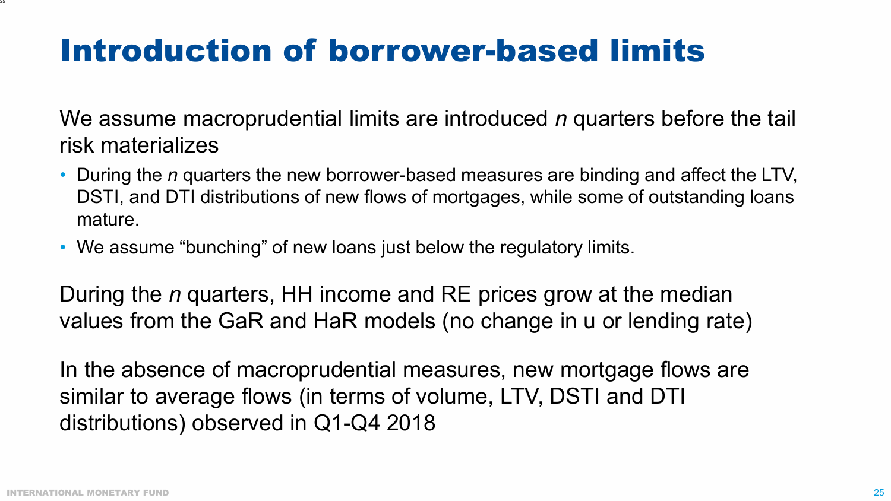# Introduction of borrower-based limits

We assume macroprudential limits are introduced *n* quarters before the tail risk materializes

- During the *n* quarters the new borrower-based measures are binding and affect the LTV, DSTI, and DTI distributions of new flows of mortgages, while some of outstanding loans mature.
- We assume “bunching” of new loans just below the regulatory limits.

During the *n* quarters, HH income and RE prices grow at the median values from the GaR and HaR models (no change in u or lending rate)

In the absence of macroprudential measures, new mortgage flows are similar to average flows (in terms of volume, LTV, DSTI and DTI distributions) observed in Q1-Q4 2018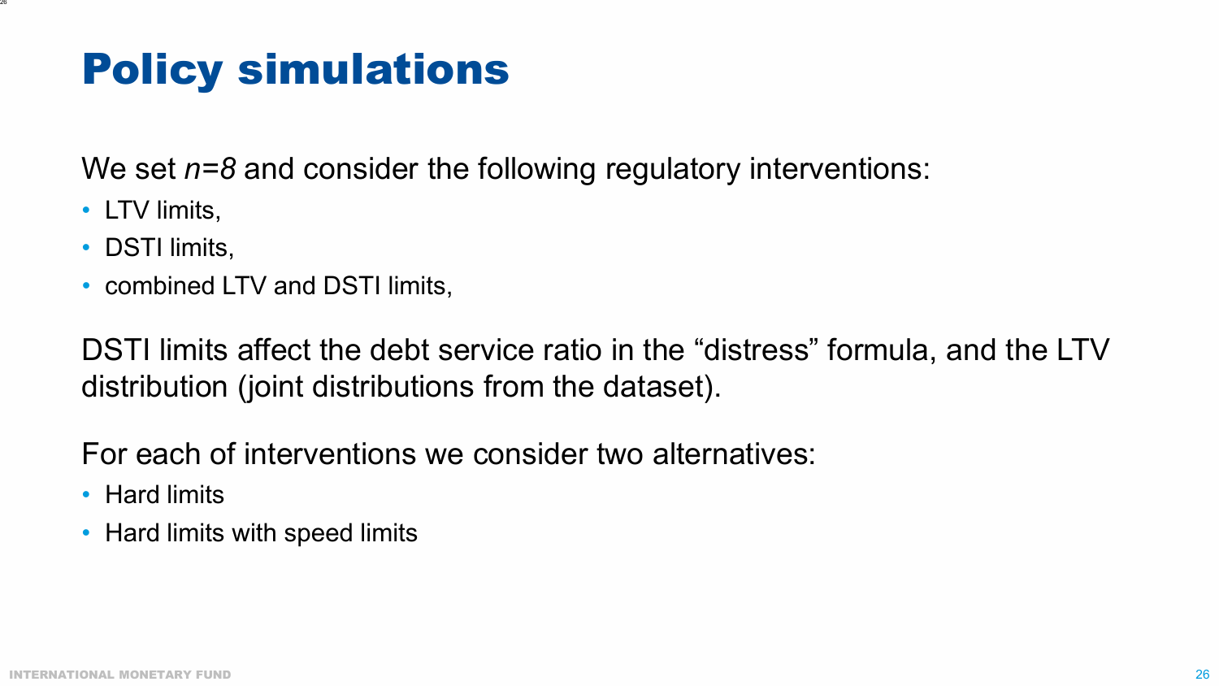# Policy simulations

We set $n=8$ and consider the following regulatory interventions:

- LTV limits,
- DSTI limits,
- combined LTV and DSTI limits,

DSTI limits affect the debt service ratio in the “distress” formula, and the LTV distribution (joint distributions from the dataset).

For each of interventions we consider two alternatives:

- Hard limits
- Hard limits with speed limits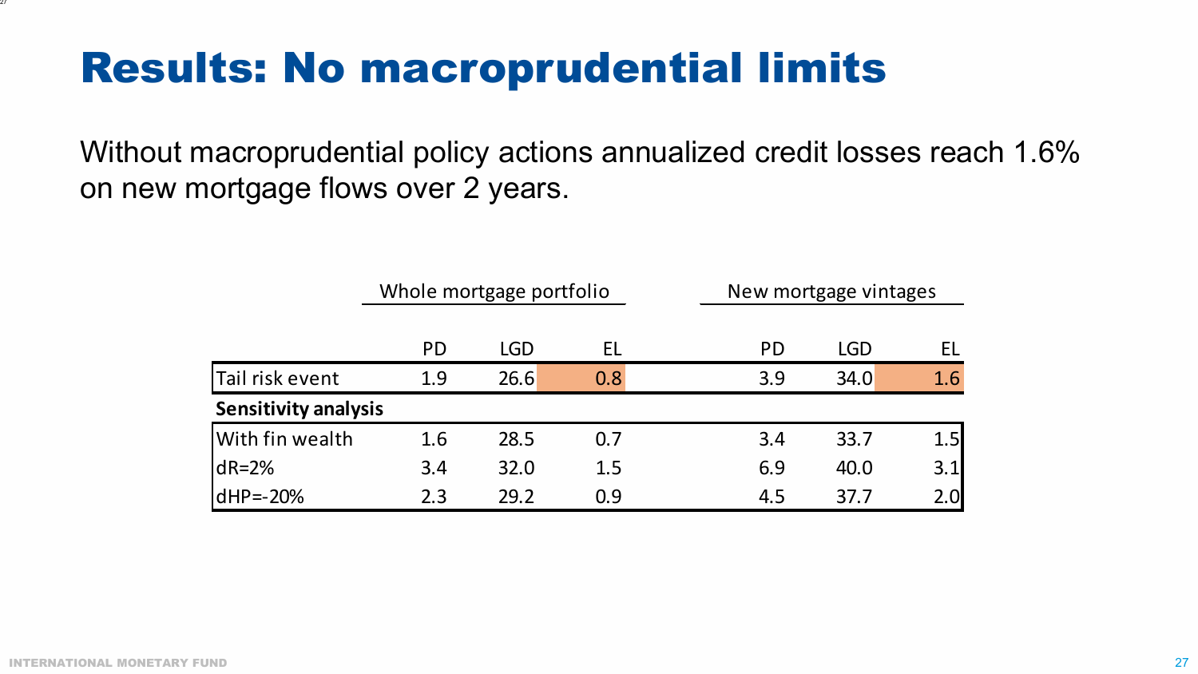# Results: No macroprudential limits

Without macroprudential policy actions annualized credit losses reach 1.6% on new mortgage flows over 2 years.

| | Whole mortgage portfolio | | | New mortgage vintages | | |
|---|---|---|---|---|---|---|
| | PD | LGD | EL | PD | LGD | EL |
| Tail risk event | 1.9 | 26.6 | 0.8 | 3.9 | 34.0 | 1.6 |
| **Sensitivity analysis** | | | | | | |
| With fin wealth | 1.6 | 28.5 | 0.7 | 3.4 | 33.7 | 1.5 |
| dR=2% | 3.4 | 32.0 | 1.5 | 6.9 | 40.0 | 3.1 |
| dHP=-20% | 2.3 | 29.2 | 0.9 | 4.5 | 37.7 | 2.0 |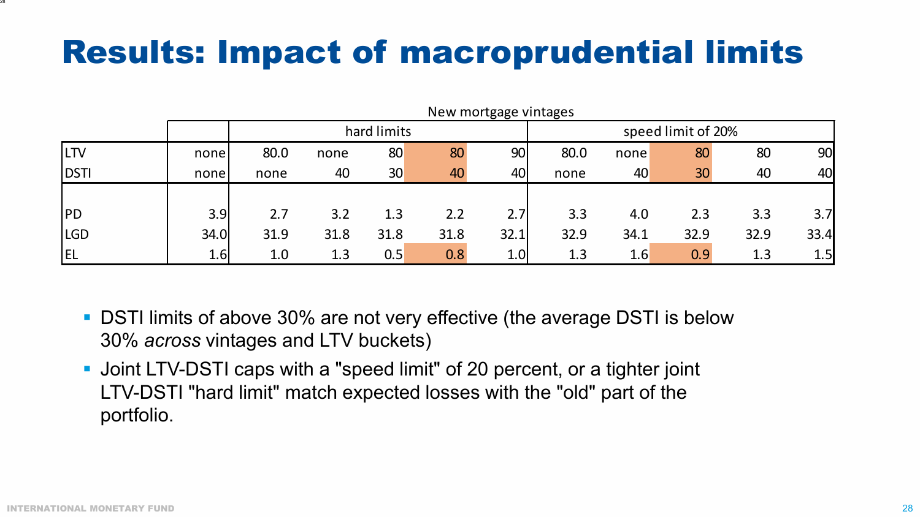# Results: Impact of macroprudential limits

| | | New mortgage vintages | | | | | | | | | |
|---|---|---|---|---|---|---|---|---|---|---|---|
| | | hard limits | | | | | speed limit of 20% | | | | |
| LTV | none | 80.0 | none | 80 | 80 | 90 | 80.0 | none | 80 | 80 | 90 |
| DSTI | none | none | 40 | 30 | 40 | 40 | none | 40 | 30 | 40 | 40 |
| PD | 3.9 | 2.7 | 3.2 | 1.3 | 2.2 | 2.7 | 3.3 | 4.0 | 2.3 | 3.3 | 3.7 |
| LGD | 34.0 | 31.9 | 31.8 | 31.8 | 31.8 | 32.1 | 32.9 | 34.1 | 32.9 | 32.9 | 33.4 |
| EL | 1.6 | 1.0 | 1.3 | 0.5 | 0.8 | 1.0 | 1.3 | 1.6 | 0.9 | 1.3 | 1.5 |

- DSTI limits of above 30% are not very effective (the average DSTI is below 30% *across* vintages and LTV buckets)
- Joint LTV-DSTI caps with a "speed limit" of 20 percent, or a tighter joint LTV-DSTI "hard limit" match expected losses with the "old" part of the portfolio.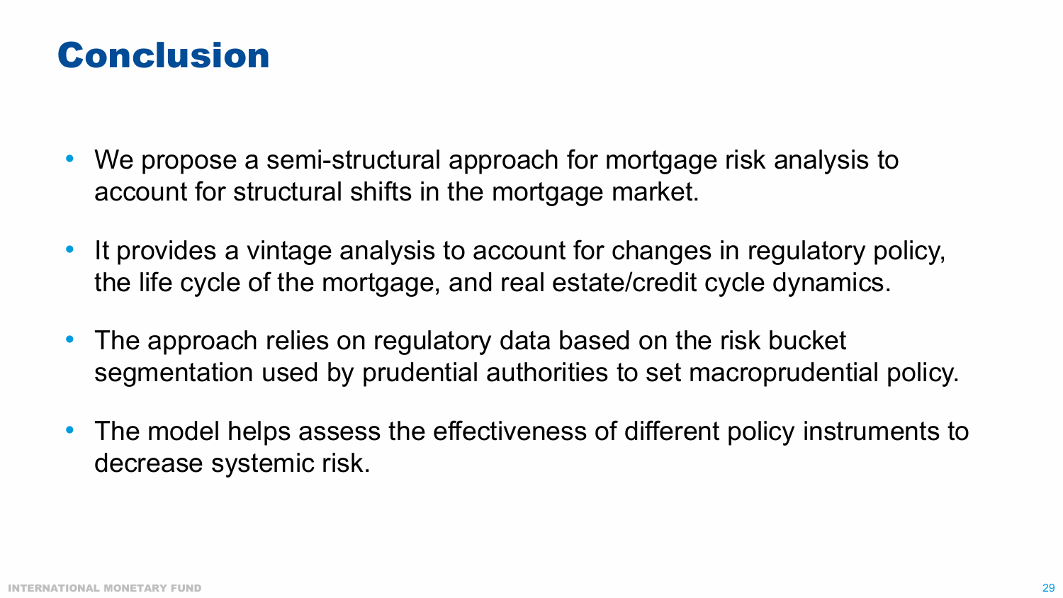# Conclusion

- We propose a semi-structural approach for mortgage risk analysis to account for structural shifts in the mortgage market.
- It provides a vintage analysis to account for changes in regulatory policy, the life cycle of the mortgage, and real estate/credit cycle dynamics.
- The approach relies on regulatory data based on the risk bucket segmentation used by prudential authorities to set macroprudential policy.
- The model helps assess the effectiveness of different policy instruments to decrease systemic risk.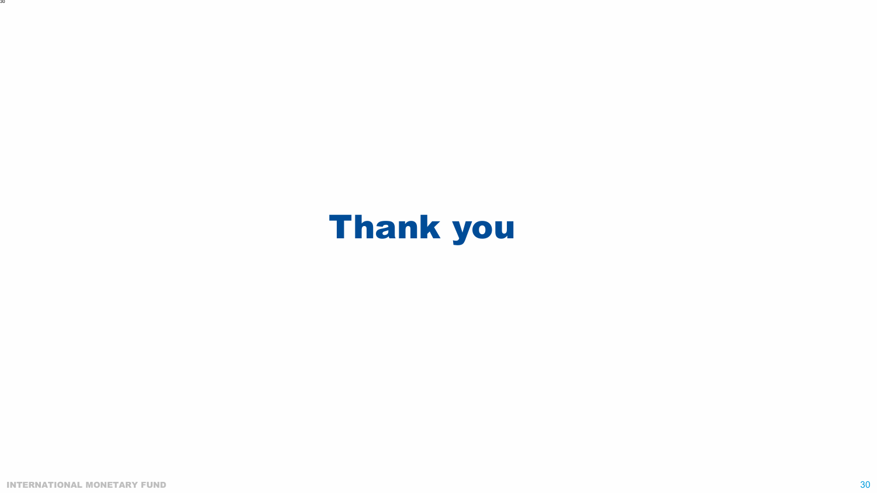# Thank you